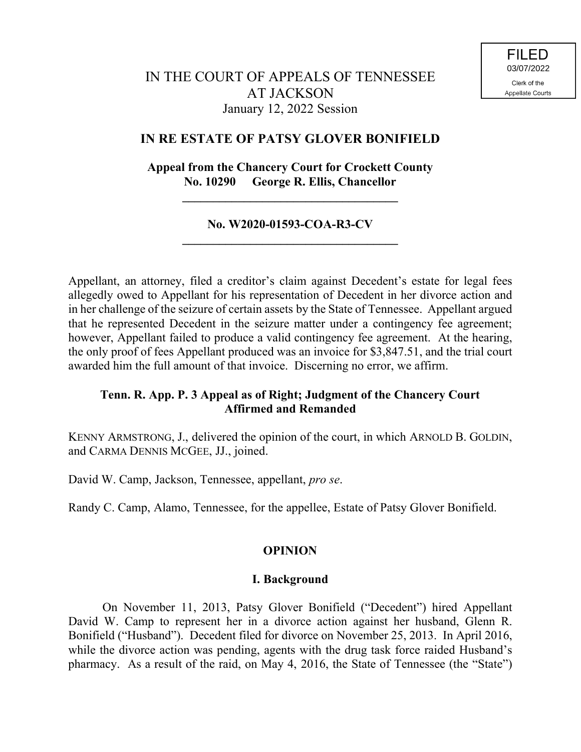FILED
03/07/2022
Clerk of the
Appellate Courts

IN THE COURT OF APPEALS OF TENNESSEE
AT JACKSON
January 12, 2022 Session

**IN RE ESTATE OF PATSY GLOVER BONIFIELD**

**Appeal from the Chancery Court for Crockett County**
**No. 10290 George R. Ellis, Chancellor**

---

**No. W2020-01593-COA-R3-CV**

---

Appellant, an attorney, filed a creditor's claim against Decedent's estate for legal fees allegedly owed to Appellant for his representation of Decedent in her divorce action and in her challenge of the seizure of certain assets by the State of Tennessee. Appellant argued that he represented Decedent in the seizure matter under a contingency fee agreement; however, Appellant failed to produce a valid contingency fee agreement. At the hearing, the only proof of fees Appellant produced was an invoice for $3,847.51, and the trial court awarded him the full amount of that invoice. Discerning no error, we affirm.

**Tenn. R. App. P. 3 Appeal as of Right; Judgment of the Chancery Court Affirmed and Remanded**

KENNY ARMSTRONG, J., delivered the opinion of the court, in which ARNOLD B. GOLDIN, and CARMA DENNIS MCGEE, JJ., joined.

David W. Camp, Jackson, Tennessee, appellant, *pro se*.

Randy C. Camp, Alamo, Tennessee, for the appellee, Estate of Patsy Glover Bonifield.

## OPINION

### I. Background

On November 11, 2013, Patsy Glover Bonifield ("Decedent") hired Appellant David W. Camp to represent her in a divorce action against her husband, Glenn R. Bonifield ("Husband"). Decedent filed for divorce on November 25, 2013. In April 2016, while the divorce action was pending, agents with the drug task force raided Husband's pharmacy. As a result of the raid, on May 4, 2016, the State of Tennessee (the "State")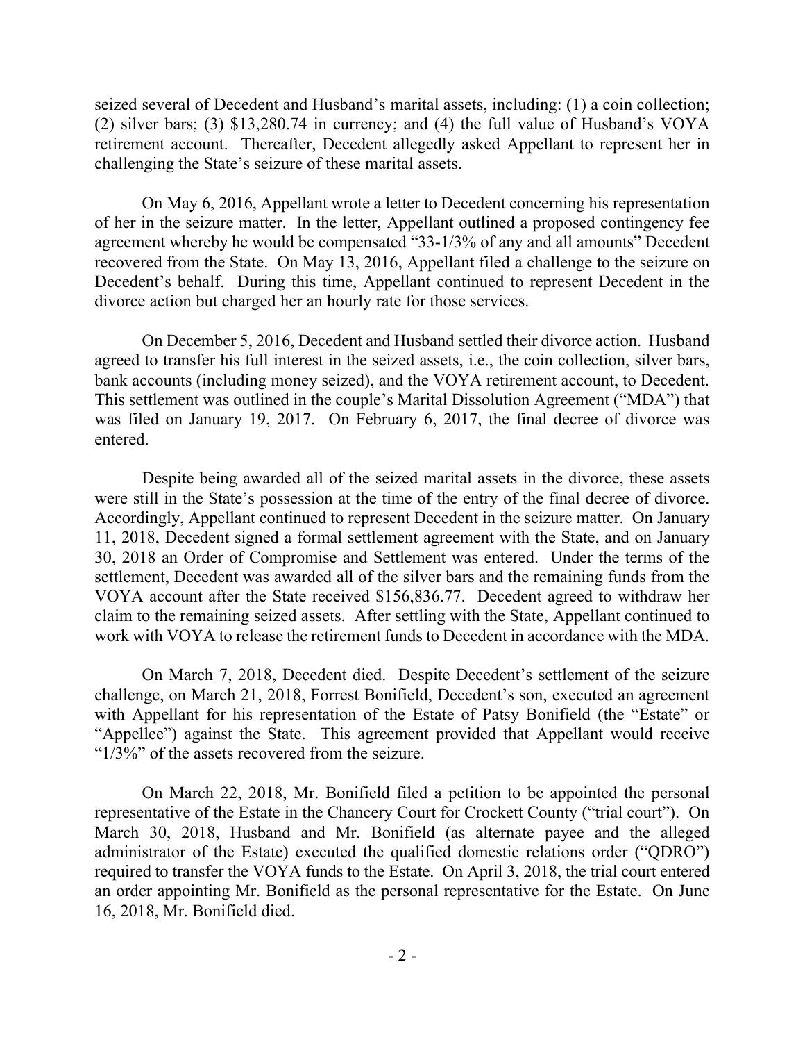seized several of Decedent and Husband's marital assets, including: (1) a coin collection; (2) silver bars; (3) $13,280.74 in currency; and (4) the full value of Husband's VOYA retirement account. Thereafter, Decedent allegedly asked Appellant to represent her in challenging the State's seizure of these marital assets.

On May 6, 2016, Appellant wrote a letter to Decedent concerning his representation of her in the seizure matter. In the letter, Appellant outlined a proposed contingency fee agreement whereby he would be compensated "33-1/3% of any and all amounts" Decedent recovered from the State. On May 13, 2016, Appellant filed a challenge to the seizure on Decedent's behalf. During this time, Appellant continued to represent Decedent in the divorce action but charged her an hourly rate for those services.

On December 5, 2016, Decedent and Husband settled their divorce action. Husband agreed to transfer his full interest in the seized assets, i.e., the coin collection, silver bars, bank accounts (including money seized), and the VOYA retirement account, to Decedent. This settlement was outlined in the couple's Marital Dissolution Agreement ("MDA") that was filed on January 19, 2017. On February 6, 2017, the final decree of divorce was entered.

Despite being awarded all of the seized marital assets in the divorce, these assets were still in the State's possession at the time of the entry of the final decree of divorce. Accordingly, Appellant continued to represent Decedent in the seizure matter. On January 11, 2018, Decedent signed a formal settlement agreement with the State, and on January 30, 2018 an Order of Compromise and Settlement was entered. Under the terms of the settlement, Decedent was awarded all of the silver bars and the remaining funds from the VOYA account after the State received $156,836.77. Decedent agreed to withdraw her claim to the remaining seized assets. After settling with the State, Appellant continued to work with VOYA to release the retirement funds to Decedent in accordance with the MDA.

On March 7, 2018, Decedent died. Despite Decedent's settlement of the seizure challenge, on March 21, 2018, Forrest Bonifield, Decedent's son, executed an agreement with Appellant for his representation of the Estate of Patsy Bonifield (the "Estate" or "Appellee") against the State. This agreement provided that Appellant would receive "1/3%" of the assets recovered from the seizure.

On March 22, 2018, Mr. Bonifield filed a petition to be appointed the personal representative of the Estate in the Chancery Court for Crockett County ("trial court"). On March 30, 2018, Husband and Mr. Bonifield (as alternate payee and the alleged administrator of the Estate) executed the qualified domestic relations order ("QDRO") required to transfer the VOYA funds to the Estate. On April 3, 2018, the trial court entered an order appointing Mr. Bonifield as the personal representative for the Estate. On June 16, 2018, Mr. Bonifield died.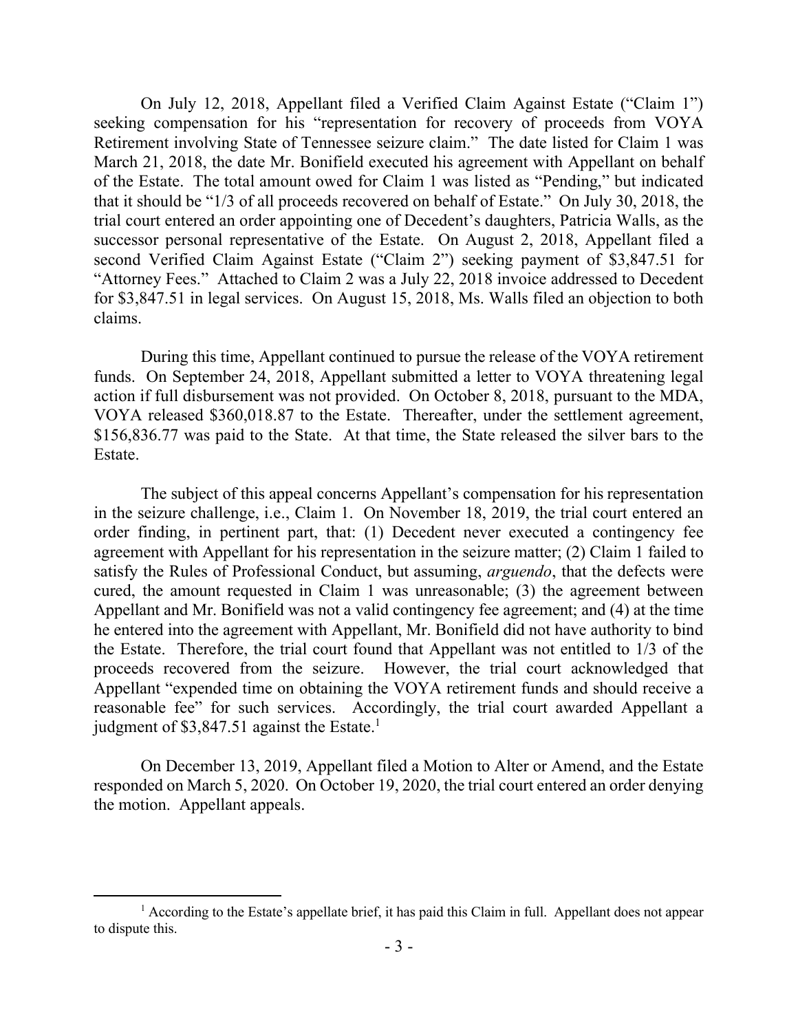On July 12, 2018, Appellant filed a Verified Claim Against Estate ("Claim 1") seeking compensation for his "representation for recovery of proceeds from VOYA Retirement involving State of Tennessee seizure claim." The date listed for Claim 1 was March 21, 2018, the date Mr. Bonifield executed his agreement with Appellant on behalf of the Estate. The total amount owed for Claim 1 was listed as "Pending," but indicated that it should be "1/3 of all proceeds recovered on behalf of Estate." On July 30, 2018, the trial court entered an order appointing one of Decedent's daughters, Patricia Walls, as the successor personal representative of the Estate. On August 2, 2018, Appellant filed a second Verified Claim Against Estate ("Claim 2") seeking payment of $3,847.51 for "Attorney Fees." Attached to Claim 2 was a July 22, 2018 invoice addressed to Decedent for $3,847.51 in legal services. On August 15, 2018, Ms. Walls filed an objection to both claims.

During this time, Appellant continued to pursue the release of the VOYA retirement funds. On September 24, 2018, Appellant submitted a letter to VOYA threatening legal action if full disbursement was not provided. On October 8, 2018, pursuant to the MDA, VOYA released $360,018.87 to the Estate. Thereafter, under the settlement agreement, $156,836.77 was paid to the State. At that time, the State released the silver bars to the Estate.

The subject of this appeal concerns Appellant's compensation for his representation in the seizure challenge, i.e., Claim 1. On November 18, 2019, the trial court entered an order finding, in pertinent part, that: (1) Decedent never executed a contingency fee agreement with Appellant for his representation in the seizure matter; (2) Claim 1 failed to satisfy the Rules of Professional Conduct, but assuming, *arguendo*, that the defects were cured, the amount requested in Claim 1 was unreasonable; (3) the agreement between Appellant and Mr. Bonifield was not a valid contingency fee agreement; and (4) at the time he entered into the agreement with Appellant, Mr. Bonifield did not have authority to bind the Estate. Therefore, the trial court found that Appellant was not entitled to 1/3 of the proceeds recovered from the seizure. However, the trial court acknowledged that Appellant "expended time on obtaining the VOYA retirement funds and should receive a reasonable fee" for such services. Accordingly, the trial court awarded Appellant a judgment of $3,847.51 against the Estate.[1]

On December 13, 2019, Appellant filed a Motion to Alter or Amend, and the Estate responded on March 5, 2020. On October 19, 2020, the trial court entered an order denying the motion. Appellant appeals.

---

[1] According to the Estate's appellate brief, it has paid this Claim in full. Appellant does not appear to dispute this.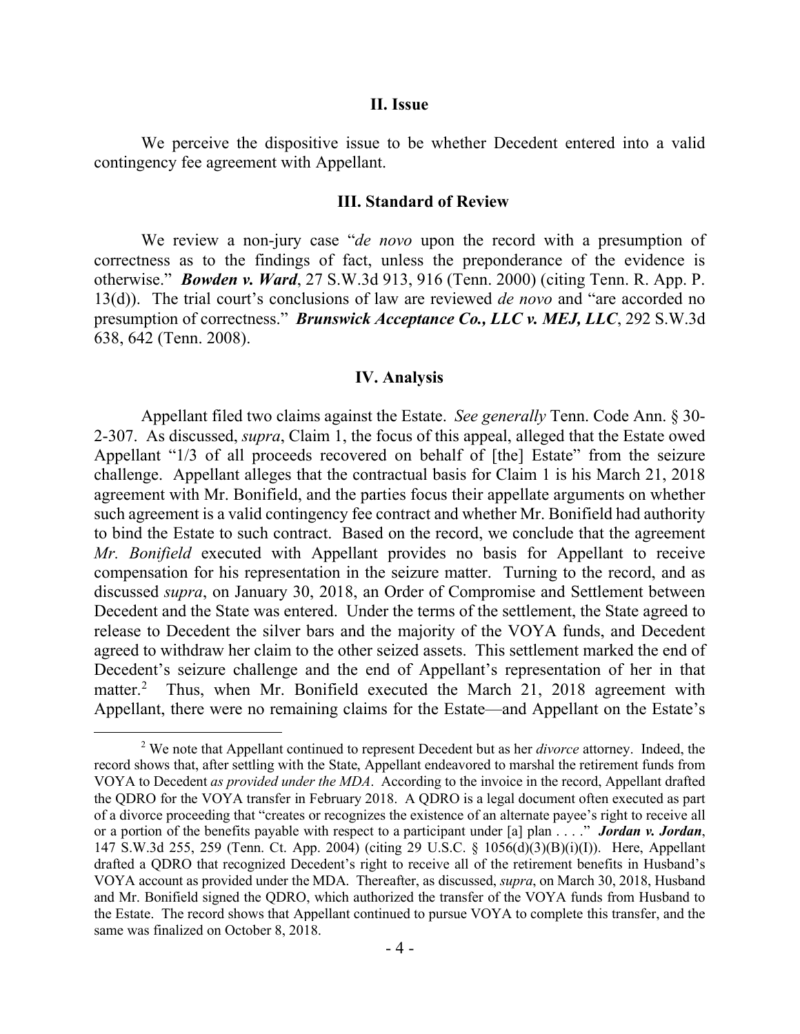## II. Issue

We perceive the dispositive issue to be whether Decedent entered into a valid contingency fee agreement with Appellant.

## III. Standard of Review

We review a non-jury case "*de novo* upon the record with a presumption of correctness as to the findings of fact, unless the preponderance of the evidence is otherwise." ***Bowden v. Ward***, 27 S.W.3d 913, 916 (Tenn. 2000) (citing Tenn. R. App. P. 13(d)). The trial court's conclusions of law are reviewed *de novo* and "are accorded no presumption of correctness." ***Brunswick Acceptance Co., LLC v. MEJ, LLC***, 292 S.W.3d 638, 642 (Tenn. 2008).

## IV. Analysis

Appellant filed two claims against the Estate. *See generally* Tenn. Code Ann. § 30-2-307. As discussed, *supra*, Claim 1, the focus of this appeal, alleged that the Estate owed Appellant "1/3 of all proceeds recovered on behalf of [the] Estate" from the seizure challenge. Appellant alleges that the contractual basis for Claim 1 is his March 21, 2018 agreement with Mr. Bonifield, and the parties focus their appellate arguments on whether such agreement is a valid contingency fee contract and whether Mr. Bonifield had authority to bind the Estate to such contract. Based on the record, we conclude that the agreement *Mr. Bonifield* executed with Appellant provides no basis for Appellant to receive compensation for his representation in the seizure matter. Turning to the record, and as discussed *supra*, on January 30, 2018, an Order of Compromise and Settlement between Decedent and the State was entered. Under the terms of the settlement, the State agreed to release to Decedent the silver bars and the majority of the VOYA funds, and Decedent agreed to withdraw her claim to the other seized assets. This settlement marked the end of Decedent's seizure challenge and the end of Appellant's representation of her in that matter.[2] Thus, when Mr. Bonifield executed the March 21, 2018 agreement with Appellant, there were no remaining claims for the Estate—and Appellant on the Estate's

---

[2] We note that Appellant continued to represent Decedent but as her *divorce* attorney. Indeed, the record shows that, after settling with the State, Appellant endeavored to marshal the retirement funds from VOYA to Decedent *as provided under the MDA*. According to the invoice in the record, Appellant drafted the QDRO for the VOYA transfer in February 2018. A QDRO is a legal document often executed as part of a divorce proceeding that "creates or recognizes the existence of an alternate payee's right to receive all or a portion of the benefits payable with respect to a participant under [a] plan . . . ." ***Jordan v. Jordan***, 147 S.W.3d 255, 259 (Tenn. Ct. App. 2004) (citing 29 U.S.C. § 1056(d)(3)(B)(i)(I)). Here, Appellant drafted a QDRO that recognized Decedent's right to receive all of the retirement benefits in Husband's VOYA account as provided under the MDA. Thereafter, as discussed, *supra*, on March 30, 2018, Husband and Mr. Bonifield signed the QDRO, which authorized the transfer of the VOYA funds from Husband to the Estate. The record shows that Appellant continued to pursue VOYA to complete this transfer, and the same was finalized on October 8, 2018.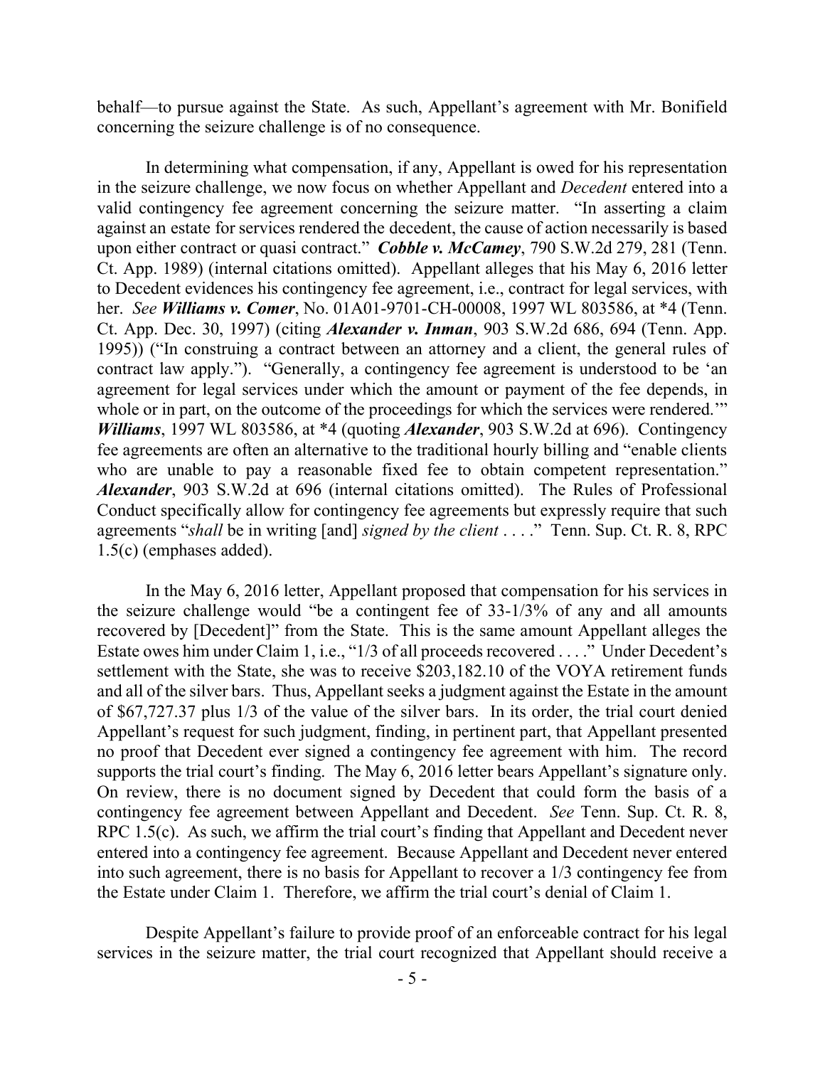behalf—to pursue against the State. As such, Appellant's agreement with Mr. Bonifield concerning the seizure challenge is of no consequence.

In determining what compensation, if any, Appellant is owed for his representation in the seizure challenge, we now focus on whether Appellant and *Decedent* entered into a valid contingency fee agreement concerning the seizure matter. "In asserting a claim against an estate for services rendered the decedent, the cause of action necessarily is based upon either contract or quasi contract." ***Cobble v. McCamey***, 790 S.W.2d 279, 281 (Tenn. Ct. App. 1989) (internal citations omitted). Appellant alleges that his May 6, 2016 letter to Decedent evidences his contingency fee agreement, i.e., contract for legal services, with her. *See* ***Williams v. Comer***, No. 01A01-9701-CH-00008, 1997 WL 803586, at *4 (Tenn. Ct. App. Dec. 30, 1997) (citing ***Alexander v. Inman***, 903 S.W.2d 686, 694 (Tenn. App. 1995)) ("In construing a contract between an attorney and a client, the general rules of contract law apply."). "Generally, a contingency fee agreement is understood to be 'an agreement for legal services under which the amount or payment of the fee depends, in whole or in part, on the outcome of the proceedings for which the services were rendered.'" ***Williams***, 1997 WL 803586, at *4 (quoting ***Alexander***, 903 S.W.2d at 696). Contingency fee agreements are often an alternative to the traditional hourly billing and "enable clients who are unable to pay a reasonable fixed fee to obtain competent representation." ***Alexander***, 903 S.W.2d at 696 (internal citations omitted). The Rules of Professional Conduct specifically allow for contingency fee agreements but expressly require that such agreements "*shall* be in writing [and] *signed by the client* . . . ." Tenn. Sup. Ct. R. 8, RPC 1.5(c) (emphases added).

In the May 6, 2016 letter, Appellant proposed that compensation for his services in the seizure challenge would "be a contingent fee of 33-1/3% of any and all amounts recovered by [Decedent]" from the State. This is the same amount Appellant alleges the Estate owes him under Claim 1, i.e., "1/3 of all proceeds recovered . . . ." Under Decedent's settlement with the State, she was to receive $203,182.10 of the VOYA retirement funds and all of the silver bars. Thus, Appellant seeks a judgment against the Estate in the amount of $67,727.37 plus 1/3 of the value of the silver bars. In its order, the trial court denied Appellant's request for such judgment, finding, in pertinent part, that Appellant presented no proof that Decedent ever signed a contingency fee agreement with him. The record supports the trial court's finding. The May 6, 2016 letter bears Appellant's signature only. On review, there is no document signed by Decedent that could form the basis of a contingency fee agreement between Appellant and Decedent. *See* Tenn. Sup. Ct. R. 8, RPC 1.5(c). As such, we affirm the trial court's finding that Appellant and Decedent never entered into a contingency fee agreement. Because Appellant and Decedent never entered into such agreement, there is no basis for Appellant to recover a 1/3 contingency fee from the Estate under Claim 1. Therefore, we affirm the trial court's denial of Claim 1.

Despite Appellant's failure to provide proof of an enforceable contract for his legal services in the seizure matter, the trial court recognized that Appellant should receive a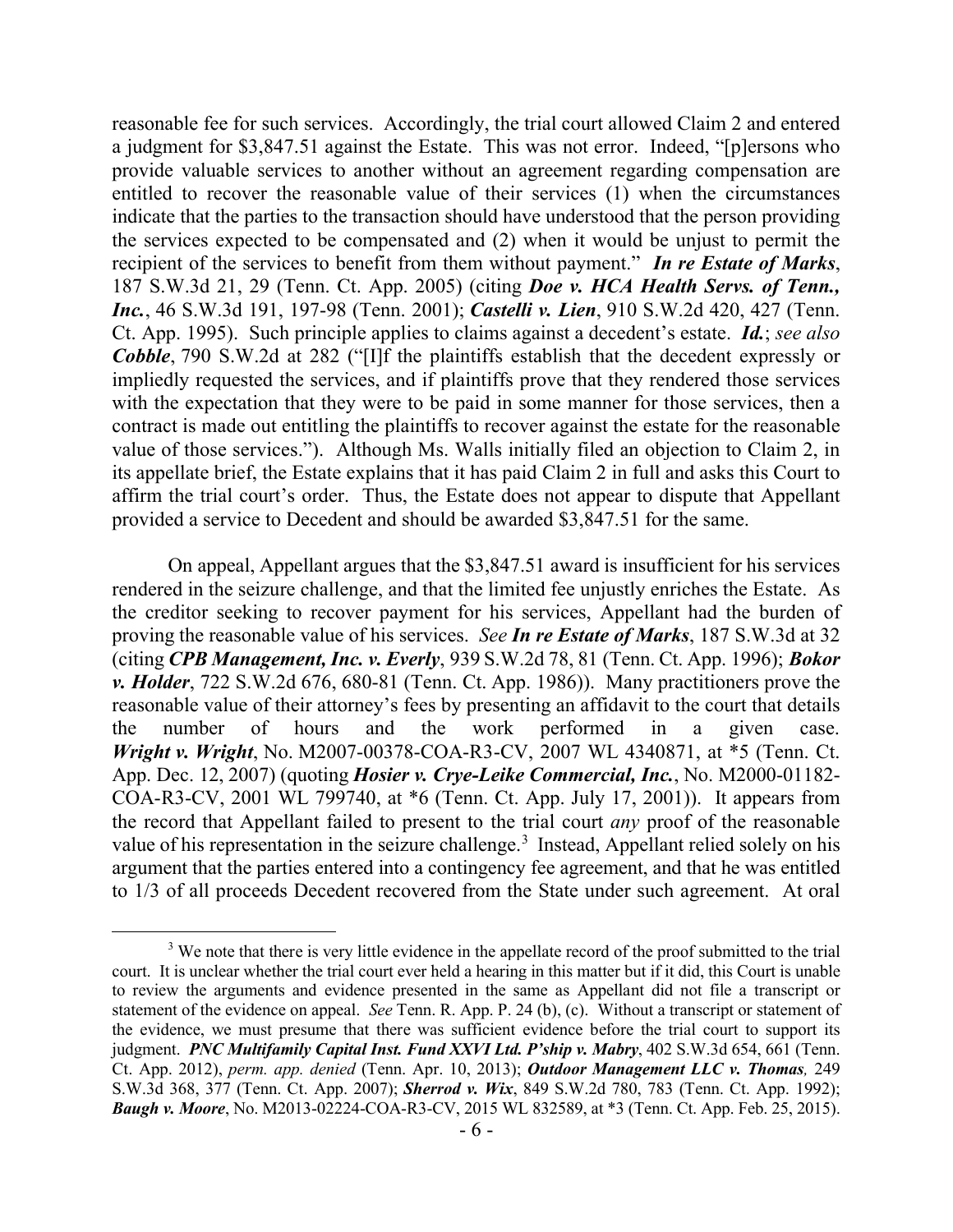reasonable fee for such services. Accordingly, the trial court allowed Claim 2 and entered a judgment for $3,847.51 against the Estate. This was not error. Indeed, "[p]ersons who provide valuable services to another without an agreement regarding compensation are entitled to recover the reasonable value of their services (1) when the circumstances indicate that the parties to the transaction should have understood that the person providing the services expected to be compensated and (2) when it would be unjust to permit the recipient of the services to benefit from them without payment." ***In re Estate of Marks***, 187 S.W.3d 21, 29 (Tenn. Ct. App. 2005) (citing ***Doe v. HCA Health Servs. of Tenn., Inc.***, 46 S.W.3d 191, 197-98 (Tenn. 2001); ***Castelli v. Lien***, 910 S.W.2d 420, 427 (Tenn. Ct. App. 1995). Such principle applies to claims against a decedent's estate. ***Id.***; *see also* ***Cobble***, 790 S.W.2d at 282 ("[I]f the plaintiffs establish that the decedent expressly or impliedly requested the services, and if plaintiffs prove that they rendered those services with the expectation that they were to be paid in some manner for those services, then a contract is made out entitling the plaintiffs to recover against the estate for the reasonable value of those services."). Although Ms. Walls initially filed an objection to Claim 2, in its appellate brief, the Estate explains that it has paid Claim 2 in full and asks this Court to affirm the trial court's order. Thus, the Estate does not appear to dispute that Appellant provided a service to Decedent and should be awarded $3,847.51 for the same.

On appeal, Appellant argues that the $3,847.51 award is insufficient for his services rendered in the seizure challenge, and that the limited fee unjustly enriches the Estate. As the creditor seeking to recover payment for his services, Appellant had the burden of proving the reasonable value of his services. *See* ***In re Estate of Marks***, 187 S.W.3d at 32 (citing ***CPB Management, Inc. v. Everly***, 939 S.W.2d 78, 81 (Tenn. Ct. App. 1996); ***Bokor v. Holder***, 722 S.W.2d 676, 680-81 (Tenn. Ct. App. 1986)). Many practitioners prove the reasonable value of their attorney's fees by presenting an affidavit to the court that details the number of hours and the work performed in a given case. ***Wright v. Wright***, No. M2007-00378-COA-R3-CV, 2007 WL 4340871, at *5 (Tenn. Ct. App. Dec. 12, 2007) (quoting ***Hosier v. Crye-Leike Commercial, Inc.***, No. M2000-01182-COA-R3-CV, 2001 WL 799740, at *6 (Tenn. Ct. App. July 17, 2001)). It appears from the record that Appellant failed to present to the trial court *any* proof of the reasonable value of his representation in the seizure challenge.[3] Instead, Appellant relied solely on his argument that the parties entered into a contingency fee agreement, and that he was entitled to 1/3 of all proceeds Decedent recovered from the State under such agreement. At oral

[3] We note that there is very little evidence in the appellate record of the proof submitted to the trial court. It is unclear whether the trial court ever held a hearing in this matter but if it did, this Court is unable to review the arguments and evidence presented in the same as Appellant did not file a transcript or statement of the evidence on appeal. *See* Tenn. R. App. P. 24 (b), (c). Without a transcript or statement of the evidence, we must presume that there was sufficient evidence before the trial court to support its judgment. ***PNC Multifamily Capital Inst. Fund XXVI Ltd. P'ship v. Mabry***, 402 S.W.3d 654, 661 (Tenn. Ct. App. 2012), *perm. app. denied* (Tenn. Apr. 10, 2013); ***Outdoor Management LLC v. Thomas,*** 249 S.W.3d 368, 377 (Tenn. Ct. App. 2007); ***Sherrod v. Wix***, 849 S.W.2d 780, 783 (Tenn. Ct. App. 1992); ***Baugh v. Moore***, No. M2013-02224-COA-R3-CV, 2015 WL 832589, at *3 (Tenn. Ct. App. Feb. 25, 2015).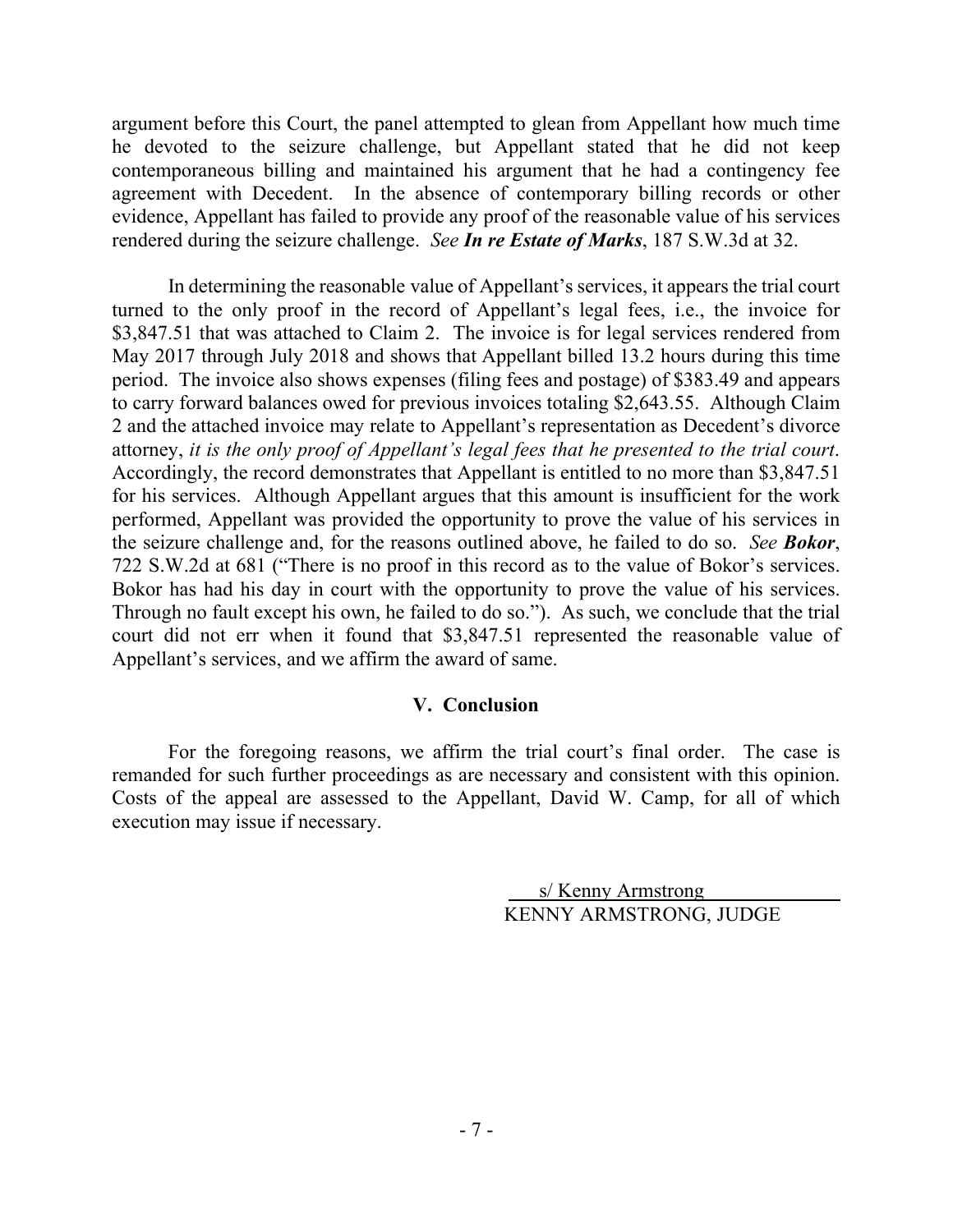argument before this Court, the panel attempted to glean from Appellant how much time he devoted to the seizure challenge, but Appellant stated that he did not keep contemporaneous billing and maintained his argument that he had a contingency fee agreement with Decedent. In the absence of contemporary billing records or other evidence, Appellant has failed to provide any proof of the reasonable value of his services rendered during the seizure challenge. *See* ***In re Estate of Marks***, 187 S.W.3d at 32.

In determining the reasonable value of Appellant's services, it appears the trial court turned to the only proof in the record of Appellant's legal fees, i.e., the invoice for $3,847.51 that was attached to Claim 2. The invoice is for legal services rendered from May 2017 through July 2018 and shows that Appellant billed 13.2 hours during this time period. The invoice also shows expenses (filing fees and postage) of $383.49 and appears to carry forward balances owed for previous invoices totaling $2,643.55. Although Claim 2 and the attached invoice may relate to Appellant's representation as Decedent's divorce attorney, *it is the only proof of Appellant's legal fees that he presented to the trial court*. Accordingly, the record demonstrates that Appellant is entitled to no more than $3,847.51 for his services. Although Appellant argues that this amount is insufficient for the work performed, Appellant was provided the opportunity to prove the value of his services in the seizure challenge and, for the reasons outlined above, he failed to do so. *See* ***Bokor***, 722 S.W.2d at 681 ("There is no proof in this record as to the value of Bokor's services. Bokor has had his day in court with the opportunity to prove the value of his services. Through no fault except his own, he failed to do so."). As such, we conclude that the trial court did not err when it found that $3,847.51 represented the reasonable value of Appellant's services, and we affirm the award of same.

## V. Conclusion

For the foregoing reasons, we affirm the trial court's final order. The case is remanded for such further proceedings as are necessary and consistent with this opinion. Costs of the appeal are assessed to the Appellant, David W. Camp, for all of which execution may issue if necessary.

s/ Kenny Armstrong
KENNY ARMSTRONG, JUDGE